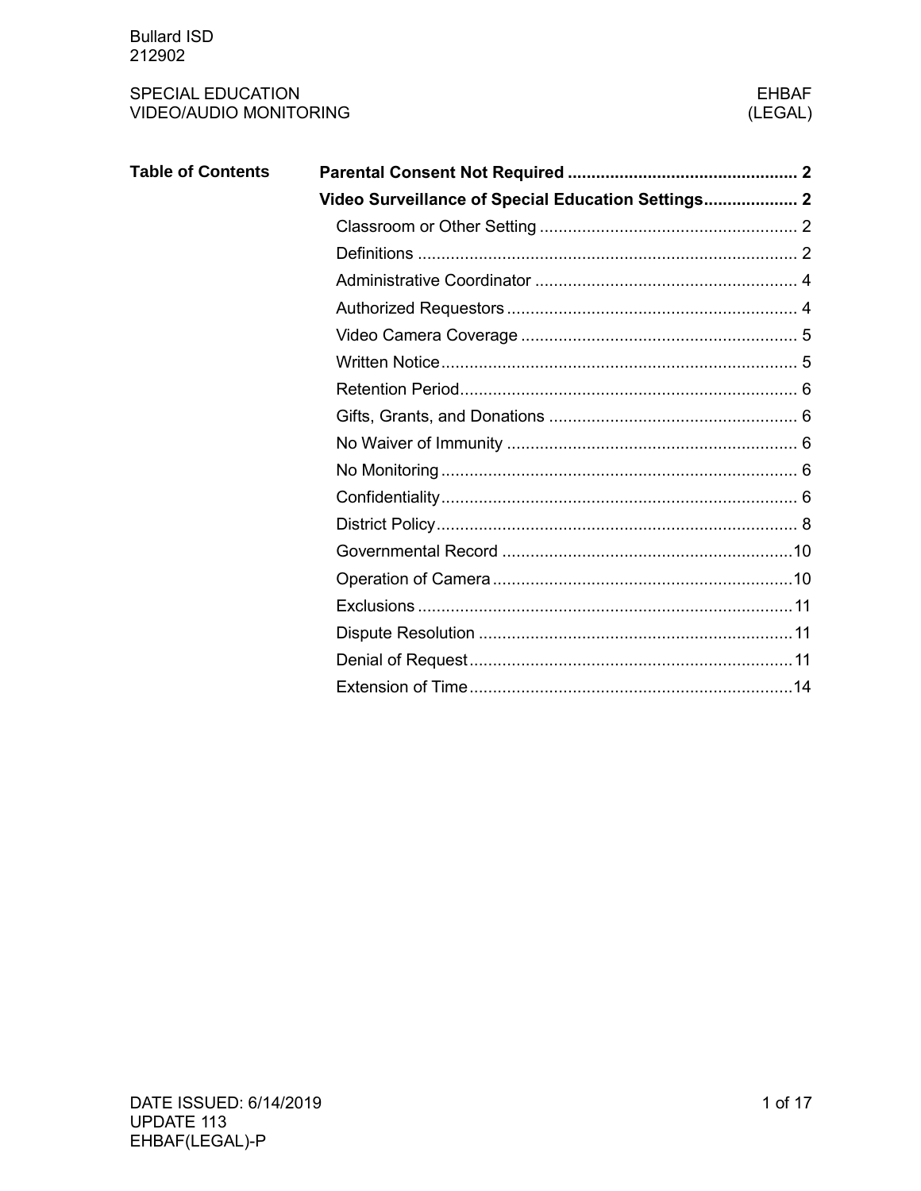Bullard ISD
212902

SPECIAL EDUCATION
VIDEO/AUDIO MONITORING

EHBAF
(LEGAL)

## Table of Contents

**Parental Consent Not Required** ........................................... 2

**Video Surveillance of Special Education Settings** ................... 2

- Classroom or Other Setting ............................................... 2
- Definitions ....................................................................... 2
- Administrative Coordinator ............................................... 4
- Authorized Requestors ..................................................... 4
- Video Camera Coverage ................................................... 5
- Written Notice ................................................................... 5
- Retention Period ............................................................... 6
- Gifts, Grants, and Donations ............................................ 6
- No Waiver of Immunity ..................................................... 6
- No Monitoring ................................................................... 6
- Confidentiality ................................................................... 6
- District Policy .................................................................... 8
- Governmental Record ...................................................... 10
- Operation of Camera ....................................................... 10
- Exclusions ....................................................................... 11
- Dispute Resolution .......................................................... 11
- Denial of Request ............................................................ 11
- Extension of Time ............................................................ 14

DATE ISSUED: 6/14/2019
UPDATE 113
EHBAF(LEGAL)-P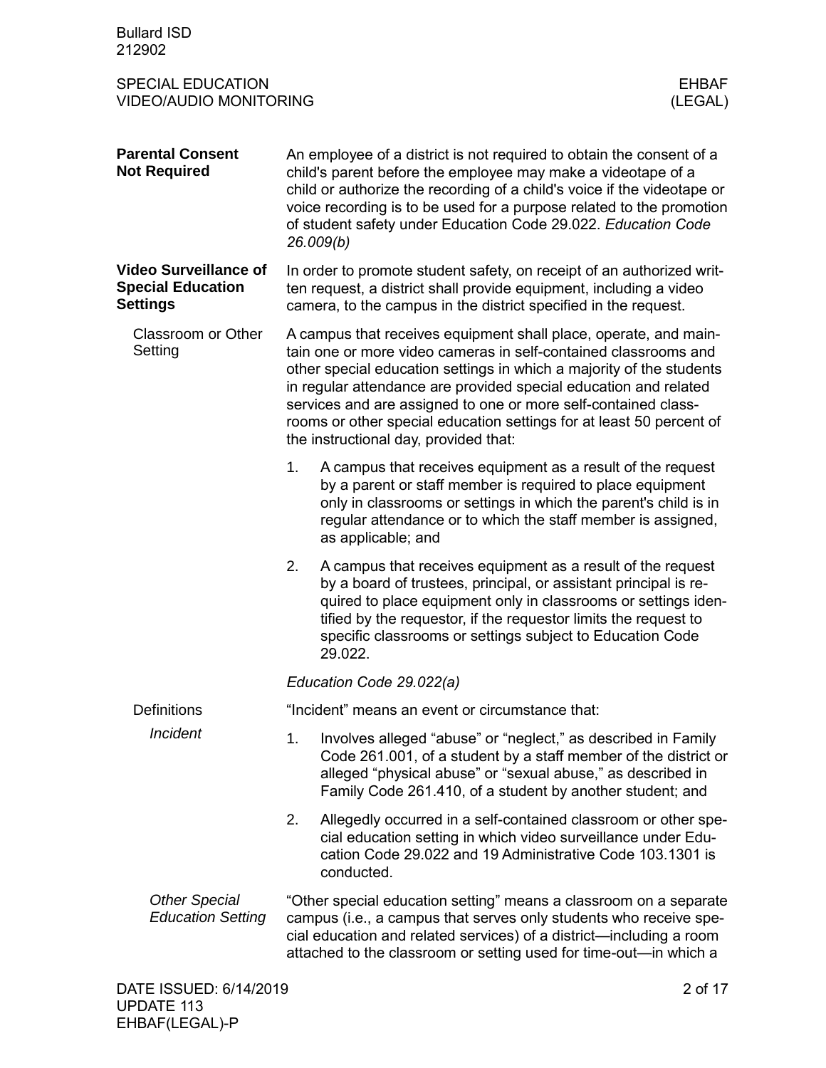## Parental Consent Not Required

An employee of a district is not required to obtain the consent of a child's parent before the employee may make a videotape of a child or authorize the recording of a child's voice if the videotape or voice recording is to be used for a purpose related to the promotion of student safety under Education Code 29.022. *Education Code 26.009(b)*

## Video Surveillance of Special Education Settings

In order to promote student safety, on receipt of an authorized written request, a district shall provide equipment, including a video camera, to the campus in the district specified in the request.

### Classroom or Other Setting

A campus that receives equipment shall place, operate, and maintain one or more video cameras in self-contained classrooms and other special education settings in which a majority of the students in regular attendance are provided special education and related services and are assigned to one or more self-contained classrooms or other special education settings for at least 50 percent of the instructional day, provided that:

1. A campus that receives equipment as a result of the request by a parent or staff member is required to place equipment only in classrooms or settings in which the parent's child is in regular attendance or to which the staff member is assigned, as applicable; and
2. A campus that receives equipment as a result of the request by a board of trustees, principal, or assistant principal is required to place equipment only in classrooms or settings identified by the requestor, if the requestor limits the request to specific classrooms or settings subject to Education Code 29.022.

*Education Code 29.022(a)*

### Definitions

#### *Incident*

"Incident" means an event or circumstance that:

1. Involves alleged "abuse" or "neglect," as described in Family Code 261.001, of a student by a staff member of the district or alleged "physical abuse" or "sexual abuse," as described in Family Code 261.410, of a student by another student; and
2. Allegedly occurred in a self-contained classroom or other special education setting in which video surveillance under Education Code 29.022 and 19 Administrative Code 103.1301 is conducted.

#### *Other Special Education Setting*

"Other special education setting" means a classroom on a separate campus (i.e., a campus that serves only students who receive special education and related services) of a district—including a room attached to the classroom or setting used for time-out—in which a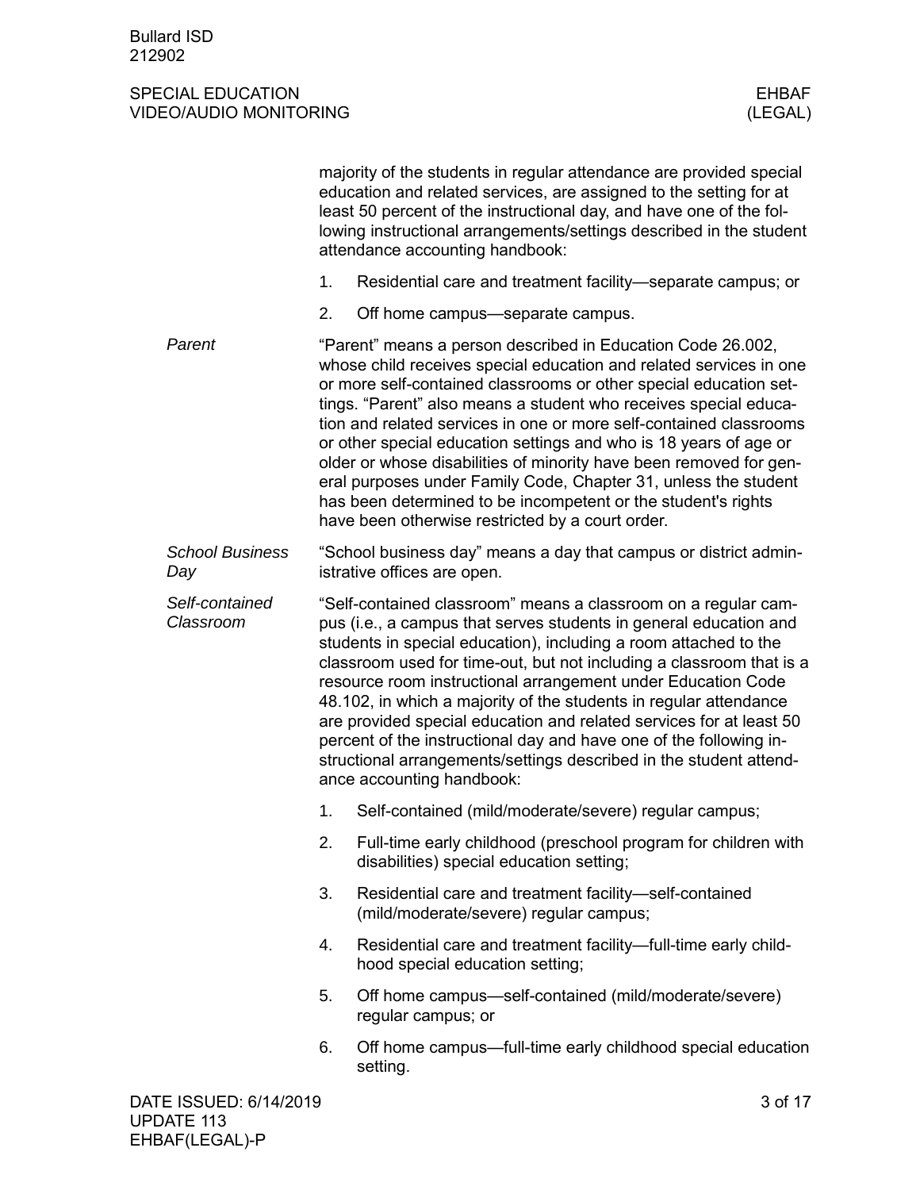majority of the students in regular attendance are provided special education and related services, are assigned to the setting for at least 50 percent of the instructional day, and have one of the following instructional arrangements/settings described in the student attendance accounting handbook:

1. Residential care and treatment facility—separate campus; or
2. Off home campus—separate campus.

*Parent*

"Parent" means a person described in Education Code 26.002, whose child receives special education and related services in one or more self-contained classrooms or other special education settings. "Parent" also means a student who receives special education and related services in one or more self-contained classrooms or other special education settings and who is 18 years of age or older or whose disabilities of minority have been removed for general purposes under Family Code, Chapter 31, unless the student has been determined to be incompetent or the student's rights have been otherwise restricted by a court order.

*School Business Day*

"School business day" means a day that campus or district administrative offices are open.

*Self-contained Classroom*

"Self-contained classroom" means a classroom on a regular campus (i.e., a campus that serves students in general education and students in special education), including a room attached to the classroom used for time-out, but not including a classroom that is a resource room instructional arrangement under Education Code 48.102, in which a majority of the students in regular attendance are provided special education and related services for at least 50 percent of the instructional day and have one of the following instructional arrangements/settings described in the student attendance accounting handbook:

1. Self-contained (mild/moderate/severe) regular campus;
2. Full-time early childhood (preschool program for children with disabilities) special education setting;
3. Residential care and treatment facility—self-contained (mild/moderate/severe) regular campus;
4. Residential care and treatment facility—full-time early childhood special education setting;
5. Off home campus—self-contained (mild/moderate/severe) regular campus; or
6. Off home campus—full-time early childhood special education setting.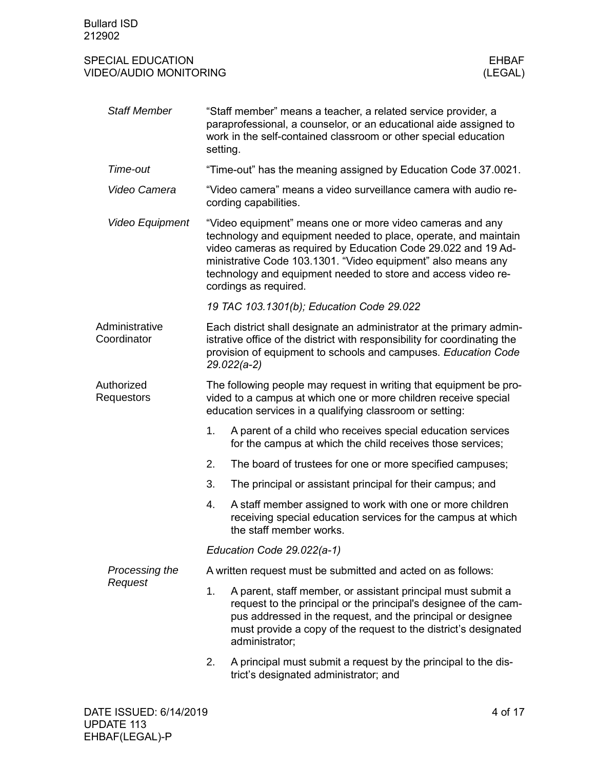*Staff Member*

"Staff member" means a teacher, a related service provider, a paraprofessional, a counselor, or an educational aide assigned to work in the self-contained classroom or other special education setting.

*Time-out*

"Time-out" has the meaning assigned by Education Code 37.0021.

*Video Camera*

"Video camera" means a video surveillance camera with audio recording capabilities.

*Video Equipment*

"Video equipment" means one or more video cameras and any technology and equipment needed to place, operate, and maintain video cameras as required by Education Code 29.022 and 19 Administrative Code 103.1301. "Video equipment" also means any technology and equipment needed to store and access video recordings as required.

*19 TAC 103.1301(b); Education Code 29.022*

## Administrative Coordinator

Each district shall designate an administrator at the primary administrative office of the district with responsibility for coordinating the provision of equipment to schools and campuses. *Education Code 29.022(a-2)*

## Authorized Requestors

The following people may request in writing that equipment be provided to a campus at which one or more children receive special education services in a qualifying classroom or setting:

1. A parent of a child who receives special education services for the campus at which the child receives those services;
2. The board of trustees for one or more specified campuses;
3. The principal or assistant principal for their campus; and
4. A staff member assigned to work with one or more children receiving special education services for the campus at which the staff member works.

*Education Code 29.022(a-1)*

*Processing the Request*

A written request must be submitted and acted on as follows:

1. A parent, staff member, or assistant principal must submit a request to the principal or the principal's designee of the campus addressed in the request, and the principal or designee must provide a copy of the request to the district's designated administrator;
2. A principal must submit a request by the principal to the district's designated administrator; and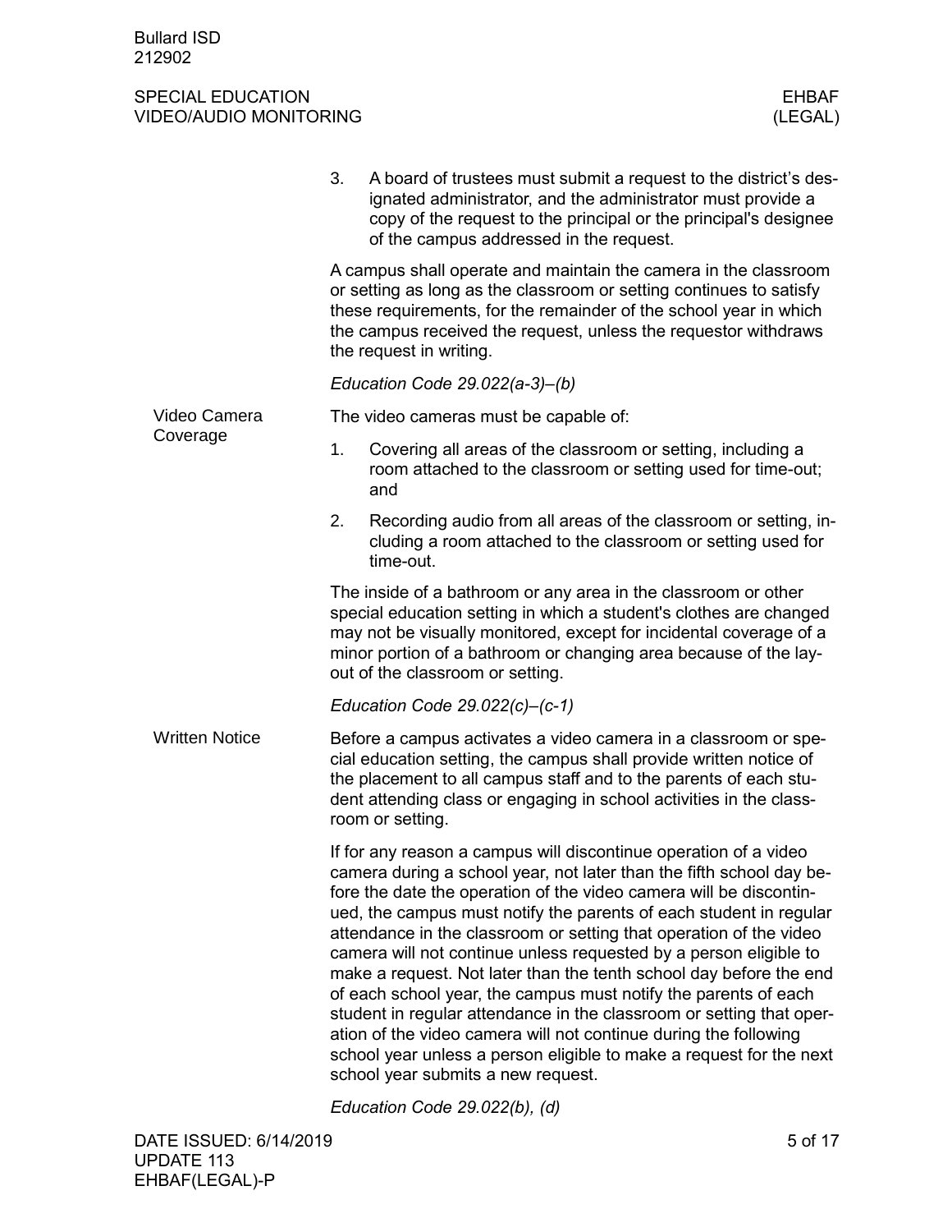3. A board of trustees must submit a request to the district's designated administrator, and the administrator must provide a copy of the request to the principal or the principal's designee of the campus addressed in the request.

A campus shall operate and maintain the camera in the classroom or setting as long as the classroom or setting continues to satisfy these requirements, for the remainder of the school year in which the campus received the request, unless the requestor withdraws the request in writing.

*Education Code 29.022(a-3)–(b)*

## Video Camera Coverage

The video cameras must be capable of:

1. Covering all areas of the classroom or setting, including a room attached to the classroom or setting used for time-out; and
2. Recording audio from all areas of the classroom or setting, including a room attached to the classroom or setting used for time-out.

The inside of a bathroom or any area in the classroom or other special education setting in which a student's clothes are changed may not be visually monitored, except for incidental coverage of a minor portion of a bathroom or changing area because of the layout of the classroom or setting.

*Education Code 29.022(c)–(c-1)*

## Written Notice

Before a campus activates a video camera in a classroom or special education setting, the campus shall provide written notice of the placement to all campus staff and to the parents of each student attending class or engaging in school activities in the classroom or setting.

If for any reason a campus will discontinue operation of a video camera during a school year, not later than the fifth school day before the date the operation of the video camera will be discontinued, the campus must notify the parents of each student in regular attendance in the classroom or setting that operation of the video camera will not continue unless requested by a person eligible to make a request. Not later than the tenth school day before the end of each school year, the campus must notify the parents of each student in regular attendance in the classroom or setting that operation of the video camera will not continue during the following school year unless a person eligible to make a request for the next school year submits a new request.

*Education Code 29.022(b), (d)*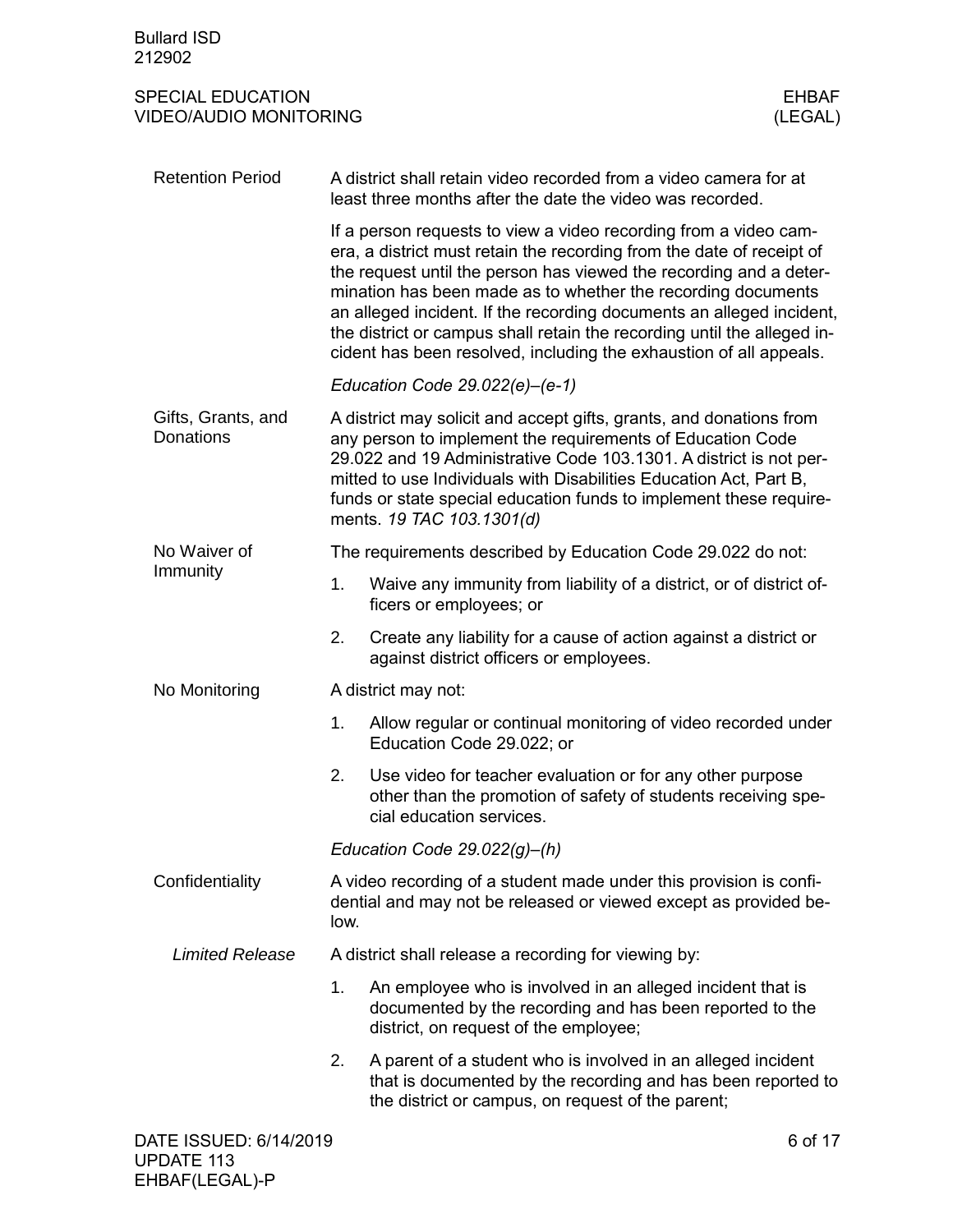## Retention Period

A district shall retain video recorded from a video camera for at least three months after the date the video was recorded.

If a person requests to view a video recording from a video camera, a district must retain the recording from the date of receipt of the request until the person has viewed the recording and a determination has been made as to whether the recording documents an alleged incident. If the recording documents an alleged incident, the district or campus shall retain the recording until the alleged incident has been resolved, including the exhaustion of all appeals.

*Education Code 29.022(e)–(e-1)*

## Gifts, Grants, and Donations

A district may solicit and accept gifts, grants, and donations from any person to implement the requirements of Education Code 29.022 and 19 Administrative Code 103.1301. A district is not permitted to use Individuals with Disabilities Education Act, Part B, funds or state special education funds to implement these requirements. *19 TAC 103.1301(d)*

## No Waiver of Immunity

The requirements described by Education Code 29.022 do not:

1. Waive any immunity from liability of a district, or of district officers or employees; or
2. Create any liability for a cause of action against a district or against district officers or employees.

## No Monitoring

A district may not:

1. Allow regular or continual monitoring of video recorded under Education Code 29.022; or
2. Use video for teacher evaluation or for any other purpose other than the promotion of safety of students receiving special education services.

*Education Code 29.022(g)–(h)*

## Confidentiality

A video recording of a student made under this provision is confidential and may not be released or viewed except as provided below.

### *Limited Release*

A district shall release a recording for viewing by:

1. An employee who is involved in an alleged incident that is documented by the recording and has been reported to the district, on request of the employee;
2. A parent of a student who is involved in an alleged incident that is documented by the recording and has been reported to the district or campus, on request of the parent;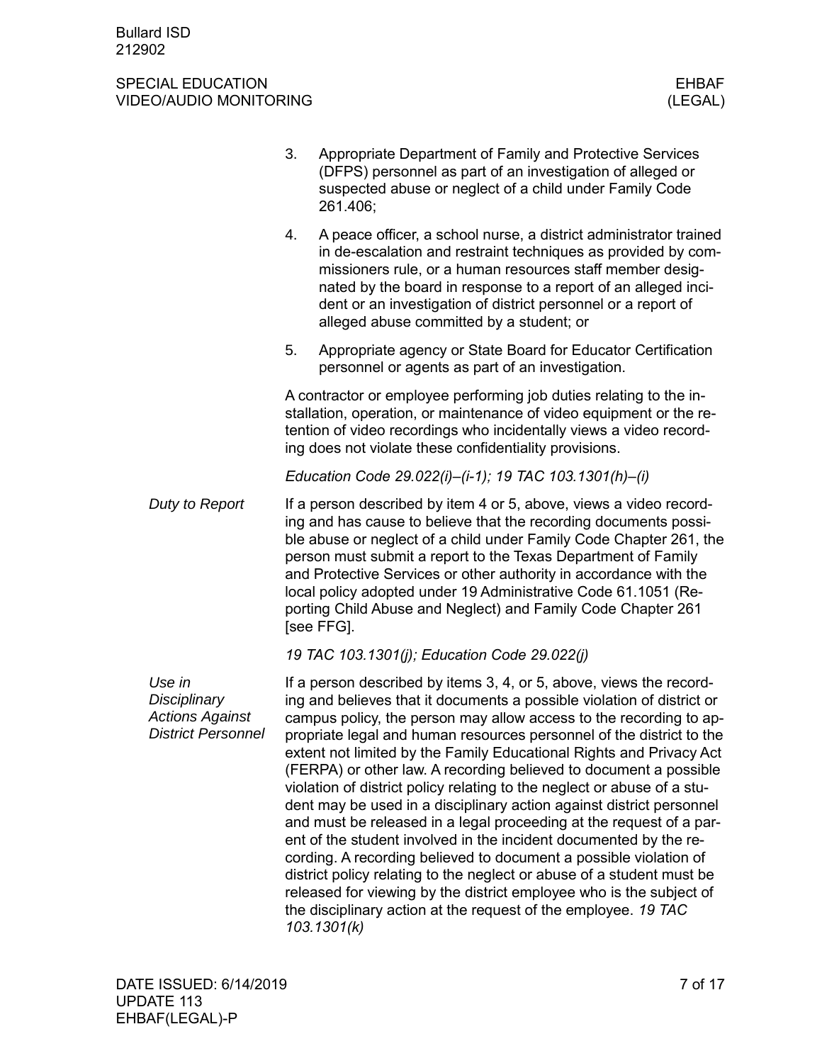3. Appropriate Department of Family and Protective Services (DFPS) personnel as part of an investigation of alleged or suspected abuse or neglect of a child under Family Code 261.406;
4. A peace officer, a school nurse, a district administrator trained in de-escalation and restraint techniques as provided by commissioners rule, or a human resources staff member designated by the board in response to a report of an alleged incident or an investigation of district personnel or a report of alleged abuse committed by a student; or
5. Appropriate agency or State Board for Educator Certification personnel or agents as part of an investigation.

A contractor or employee performing job duties relating to the installation, operation, or maintenance of video equipment or the retention of video recordings who incidentally views a video recording does not violate these confidentiality provisions.

*Education Code 29.022(i)–(i-1); 19 TAC 103.1301(h)–(i)*

### *Duty to Report*

If a person described by item 4 or 5, above, views a video recording and has cause to believe that the recording documents possible abuse or neglect of a child under Family Code Chapter 261, the person must submit a report to the Texas Department of Family and Protective Services or other authority in accordance with the local policy adopted under 19 Administrative Code 61.1051 (Reporting Child Abuse and Neglect) and Family Code Chapter 261 [see FFG].

*19 TAC 103.1301(j); Education Code 29.022(j)*

### *Use in Disciplinary Actions Against District Personnel*

If a person described by items 3, 4, or 5, above, views the recording and believes that it documents a possible violation of district or campus policy, the person may allow access to the recording to appropriate legal and human resources personnel of the district to the extent not limited by the Family Educational Rights and Privacy Act (FERPA) or other law. A recording believed to document a possible violation of district policy relating to the neglect or abuse of a student may be used in a disciplinary action against district personnel and must be released in a legal proceeding at the request of a parent of the student involved in the incident documented by the recording. A recording believed to document a possible violation of district policy relating to the neglect or abuse of a student must be released for viewing by the district employee who is the subject of the disciplinary action at the request of the employee. *19 TAC 103.1301(k)*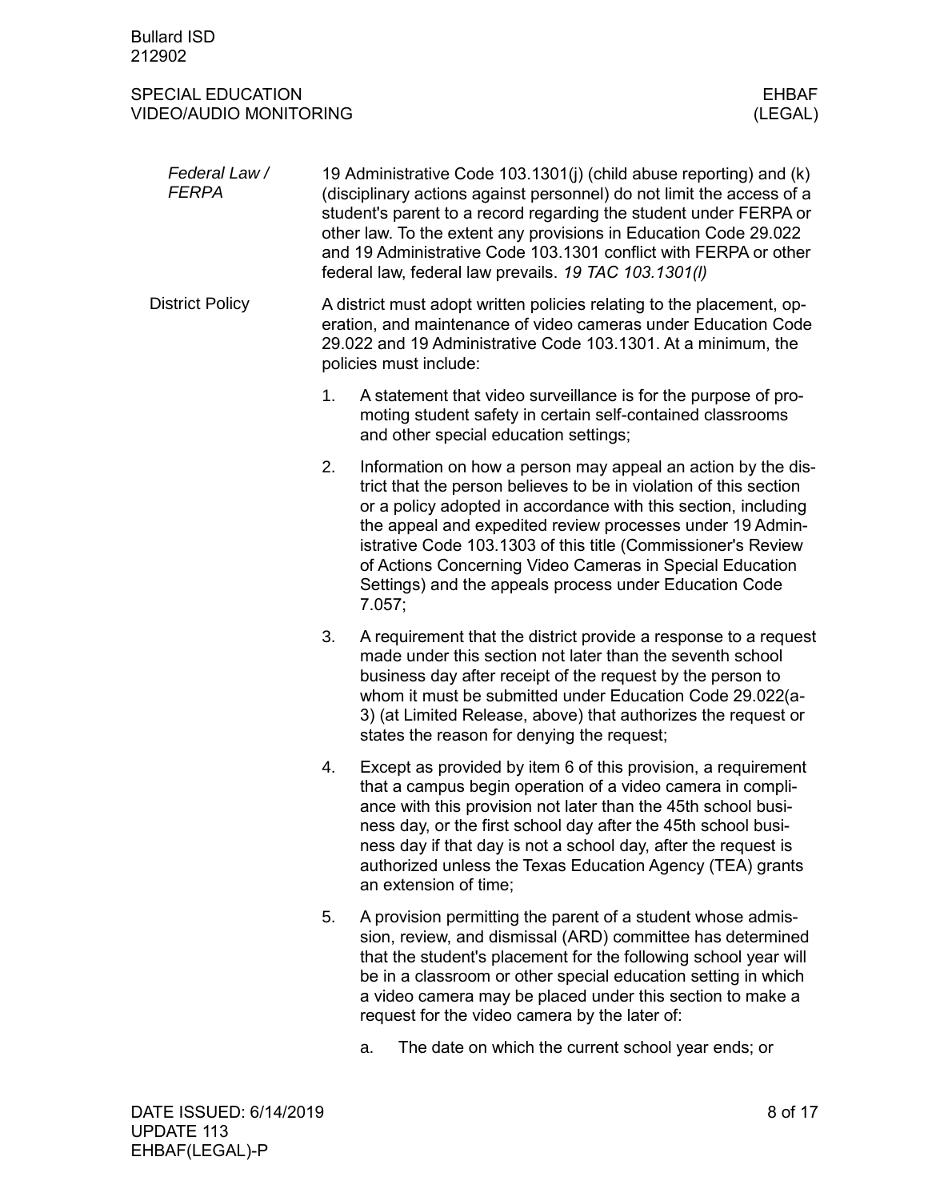*Federal Law / FERPA*

19 Administrative Code 103.1301(j) (child abuse reporting) and (k) (disciplinary actions against personnel) do not limit the access of a student's parent to a record regarding the student under FERPA or other law. To the extent any provisions in Education Code 29.022 and 19 Administrative Code 103.1301 conflict with FERPA or other federal law, federal law prevails. *19 TAC 103.1301(l)*

District Policy

A district must adopt written policies relating to the placement, operation, and maintenance of video cameras under Education Code 29.022 and 19 Administrative Code 103.1301. At a minimum, the policies must include:

1. A statement that video surveillance is for the purpose of promoting student safety in certain self-contained classrooms and other special education settings;
2. Information on how a person may appeal an action by the district that the person believes to be in violation of this section or a policy adopted in accordance with this section, including the appeal and expedited review processes under 19 Administrative Code 103.1303 of this title (Commissioner's Review of Actions Concerning Video Cameras in Special Education Settings) and the appeals process under Education Code 7.057;
3. A requirement that the district provide a response to a request made under this section not later than the seventh school business day after receipt of the request by the person to whom it must be submitted under Education Code 29.022(a-3) (at Limited Release, above) that authorizes the request or states the reason for denying the request;
4. Except as provided by item 6 of this provision, a requirement that a campus begin operation of a video camera in compliance with this provision not later than the 45th school business day, or the first school day after the 45th school business day if that day is not a school day, after the request is authorized unless the Texas Education Agency (TEA) grants an extension of time;
5. A provision permitting the parent of a student whose admission, review, and dismissal (ARD) committee has determined that the student's placement for the following school year will be in a classroom or other special education setting in which a video camera may be placed under this section to make a request for the video camera by the later of:
    a. The date on which the current school year ends; or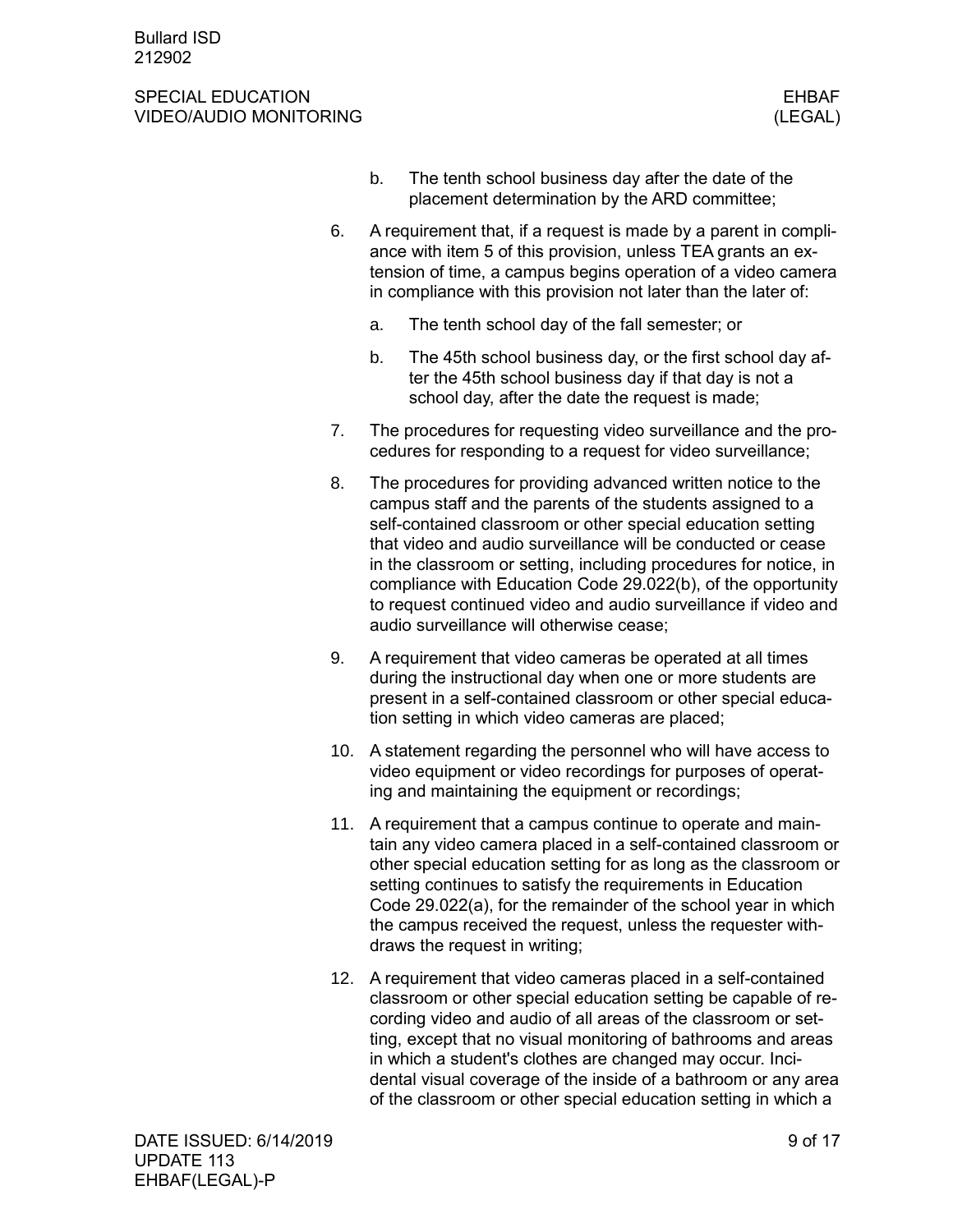b. The tenth school business day after the date of the placement determination by the ARD committee;

6. A requirement that, if a request is made by a parent in compliance with item 5 of this provision, unless TEA grants an extension of time, a campus begins operation of a video camera in compliance with this provision not later than the later of:

    a. The tenth school day of the fall semester; or

    b. The 45th school business day, or the first school day after the 45th school business day if that day is not a school day, after the date the request is made;

7. The procedures for requesting video surveillance and the procedures for responding to a request for video surveillance;

8. The procedures for providing advanced written notice to the campus staff and the parents of the students assigned to a self-contained classroom or other special education setting that video and audio surveillance will be conducted or cease in the classroom or setting, including procedures for notice, in compliance with Education Code 29.022(b), of the opportunity to request continued video and audio surveillance if video and audio surveillance will otherwise cease;

9. A requirement that video cameras be operated at all times during the instructional day when one or more students are present in a self-contained classroom or other special education setting in which video cameras are placed;

10. A statement regarding the personnel who will have access to video equipment or video recordings for purposes of operating and maintaining the equipment or recordings;

11. A requirement that a campus continue to operate and maintain any video camera placed in a self-contained classroom or other special education setting for as long as the classroom or setting continues to satisfy the requirements in Education Code 29.022(a), for the remainder of the school year in which the campus received the request, unless the requester withdraws the request in writing;

12. A requirement that video cameras placed in a self-contained classroom or other special education setting be capable of recording video and audio of all areas of the classroom or setting, except that no visual monitoring of bathrooms and areas in which a student's clothes are changed may occur. Incidental visual coverage of the inside of a bathroom or any area of the classroom or other special education setting in which a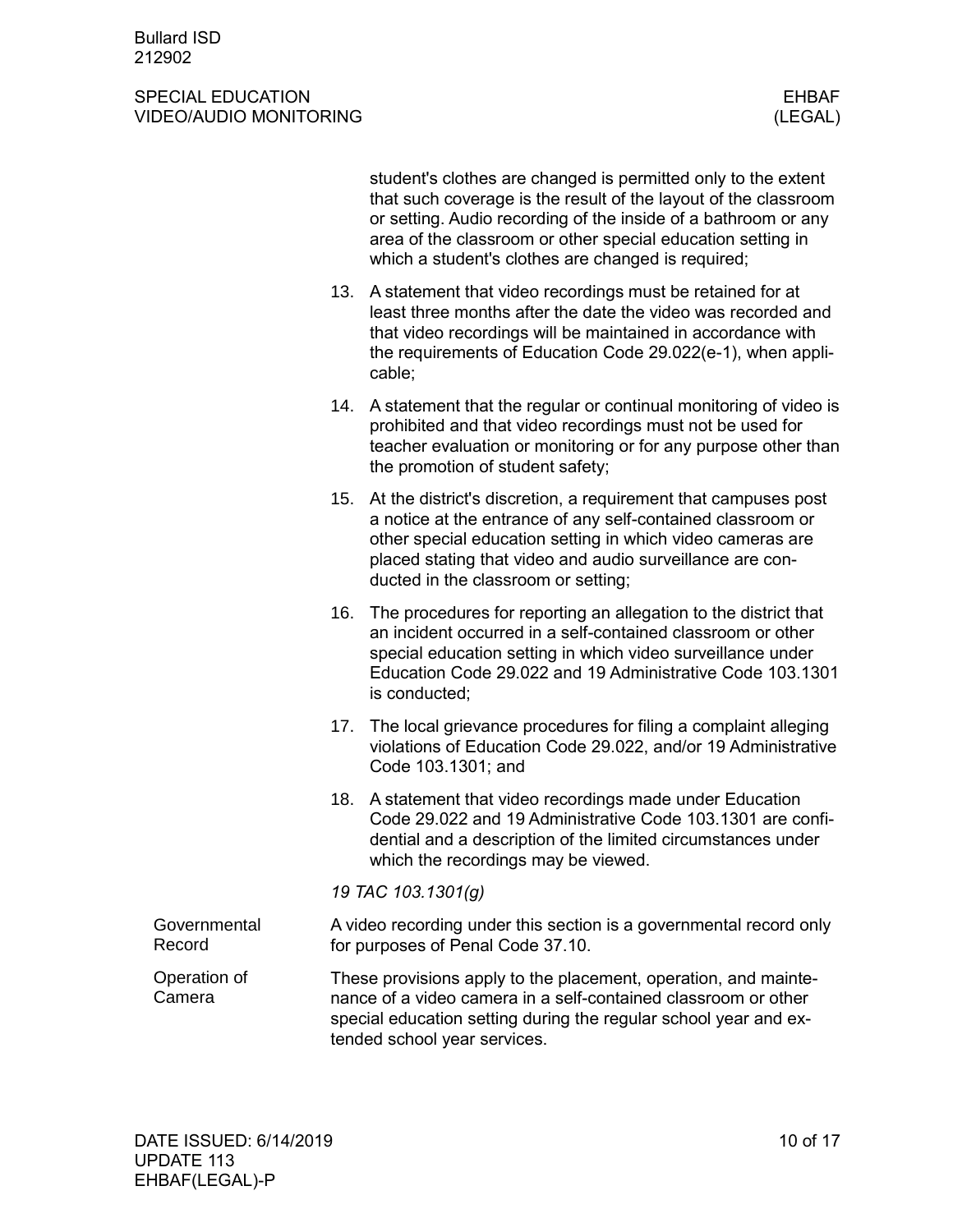student's clothes are changed is permitted only to the extent that such coverage is the result of the layout of the classroom or setting. Audio recording of the inside of a bathroom or any area of the classroom or other special education setting in which a student's clothes are changed is required;

13. A statement that video recordings must be retained for at least three months after the date the video was recorded and that video recordings will be maintained in accordance with the requirements of Education Code 29.022(e-1), when applicable;
14. A statement that the regular or continual monitoring of video is prohibited and that video recordings must not be used for teacher evaluation or monitoring or for any purpose other than the promotion of student safety;
15. At the district's discretion, a requirement that campuses post a notice at the entrance of any self-contained classroom or other special education setting in which video cameras are placed stating that video and audio surveillance are conducted in the classroom or setting;
16. The procedures for reporting an allegation to the district that an incident occurred in a self-contained classroom or other special education setting in which video surveillance under Education Code 29.022 and 19 Administrative Code 103.1301 is conducted;
17. The local grievance procedures for filing a complaint alleging violations of Education Code 29.022, and/or 19 Administrative Code 103.1301; and
18. A statement that video recordings made under Education Code 29.022 and 19 Administrative Code 103.1301 are confidential and a description of the limited circumstances under which the recordings may be viewed.

*19 TAC 103.1301(g)*

**Governmental Record**

A video recording under this section is a governmental record only for purposes of Penal Code 37.10.

**Operation of Camera**

These provisions apply to the placement, operation, and maintenance of a video camera in a self-contained classroom or other special education setting during the regular school year and extended school year services.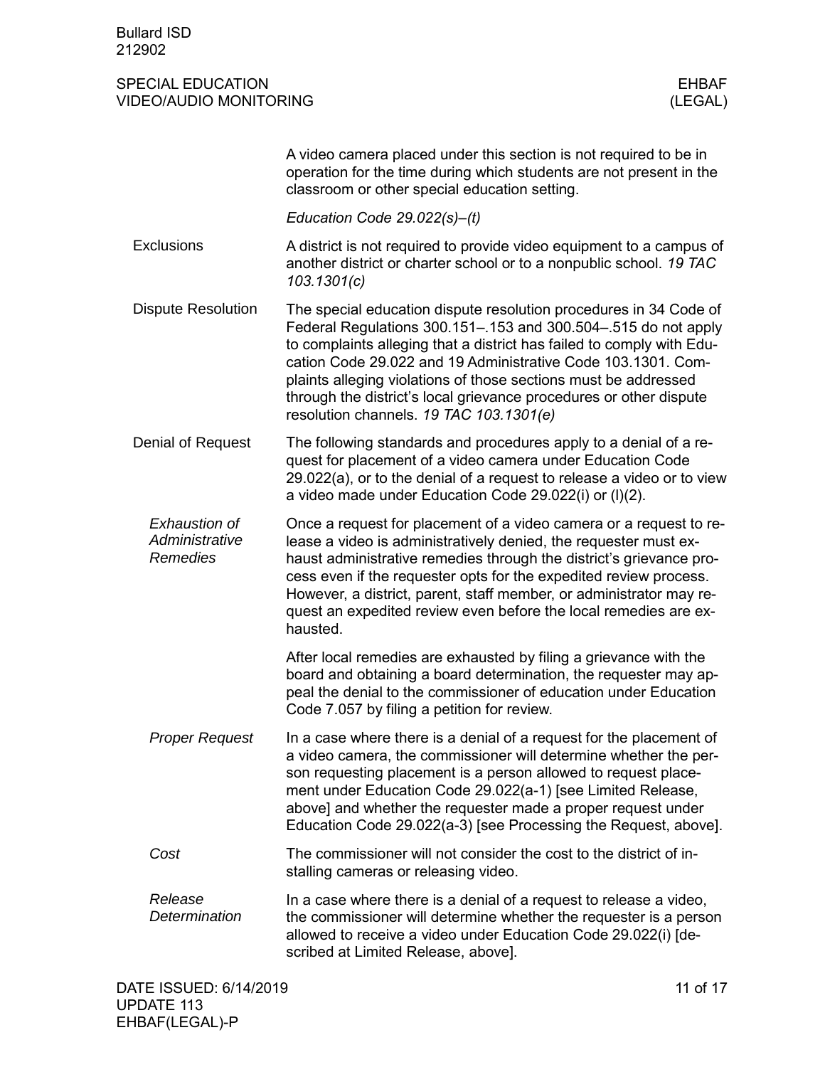A video camera placed under this section is not required to be in operation for the time during which students are not present in the classroom or other special education setting.

*Education Code 29.022(s)–(t)*

## Exclusions

A district is not required to provide video equipment to a campus of another district or charter school or to a nonpublic school. *19 TAC 103.1301(c)*

## Dispute Resolution

The special education dispute resolution procedures in 34 Code of Federal Regulations 300.151–.153 and 300.504–.515 do not apply to complaints alleging that a district has failed to comply with Education Code 29.022 and 19 Administrative Code 103.1301. Complaints alleging violations of those sections must be addressed through the district's local grievance procedures or other dispute resolution channels. *19 TAC 103.1301(e)*

## Denial of Request

The following standards and procedures apply to a denial of a request for placement of a video camera under Education Code 29.022(a), or to the denial of a request to release a video or to view a video made under Education Code 29.022(i) or (l)(2).

### *Exhaustion of Administrative Remedies*

Once a request for placement of a video camera or a request to release a video is administratively denied, the requester must exhaust administrative remedies through the district's grievance process even if the requester opts for the expedited review process. However, a district, parent, staff member, or administrator may request an expedited review even before the local remedies are exhausted.

After local remedies are exhausted by filing a grievance with the board and obtaining a board determination, the requester may appeal the denial to the commissioner of education under Education Code 7.057 by filing a petition for review.

### *Proper Request*

In a case where there is a denial of a request for the placement of a video camera, the commissioner will determine whether the person requesting placement is a person allowed to request placement under Education Code 29.022(a-1) [see Limited Release, above] and whether the requester made a proper request under Education Code 29.022(a-3) [see Processing the Request, above].

### *Cost*

The commissioner will not consider the cost to the district of installing cameras or releasing video.

### *Release Determination*

In a case where there is a denial of a request to release a video, the commissioner will determine whether the requester is a person allowed to receive a video under Education Code 29.022(i) [described at Limited Release, above].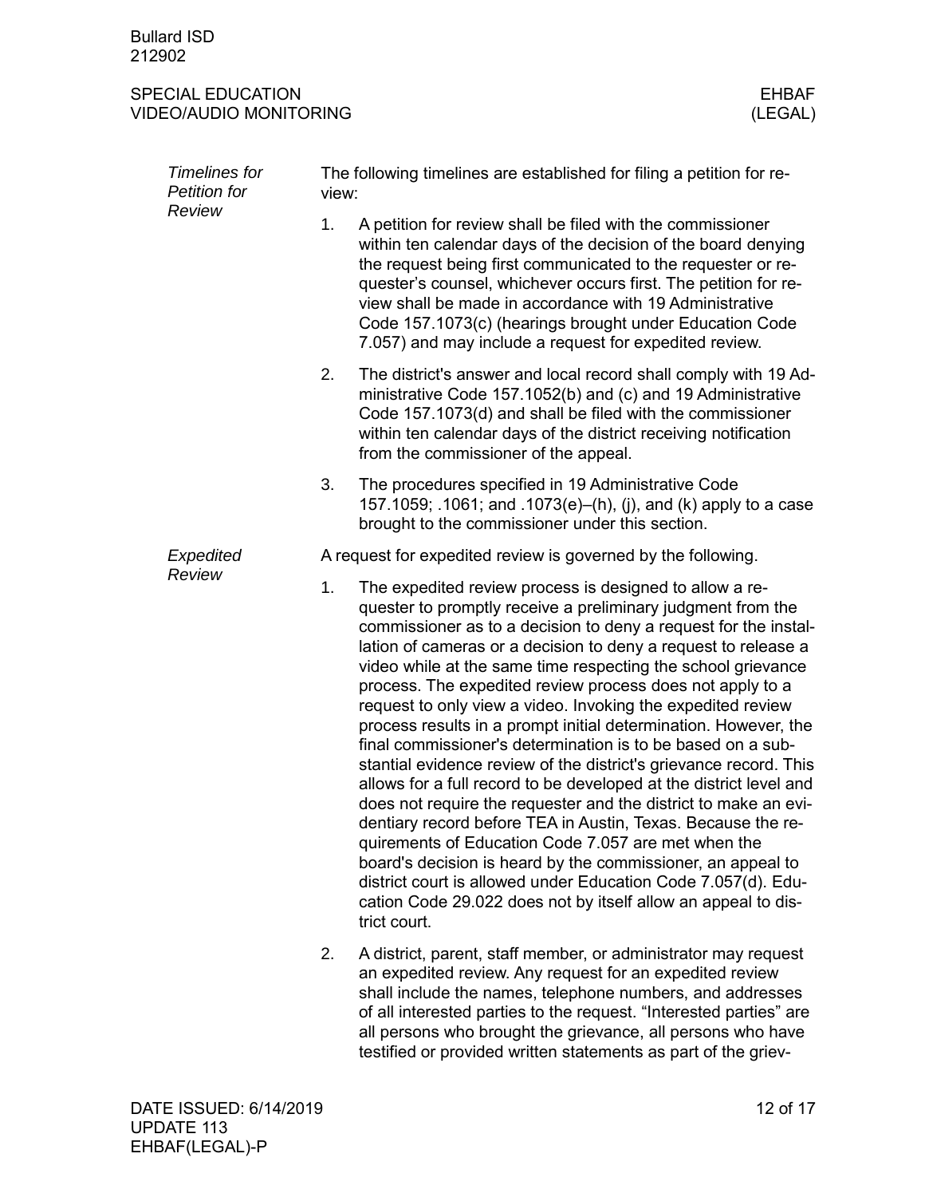*Timelines for Petition for Review*

The following timelines are established for filing a petition for review:

1. A petition for review shall be filed with the commissioner within ten calendar days of the decision of the board denying the request being first communicated to the requester or requester's counsel, whichever occurs first. The petition for review shall be made in accordance with 19 Administrative Code 157.1073(c) (hearings brought under Education Code 7.057) and may include a request for expedited review.
2. The district's answer and local record shall comply with 19 Administrative Code 157.1052(b) and (c) and 19 Administrative Code 157.1073(d) and shall be filed with the commissioner within ten calendar days of the district receiving notification from the commissioner of the appeal.
3. The procedures specified in 19 Administrative Code 157.1059; .1061; and .1073(e)–(h), (j), and (k) apply to a case brought to the commissioner under this section.

*Expedited Review*

A request for expedited review is governed by the following.

1. The expedited review process is designed to allow a requester to promptly receive a preliminary judgment from the commissioner as to a decision to deny a request for the installation of cameras or a decision to deny a request to release a video while at the same time respecting the school grievance process. The expedited review process does not apply to a request to only view a video. Invoking the expedited review process results in a prompt initial determination. However, the final commissioner's determination is to be based on a substantial evidence review of the district's grievance record. This allows for a full record to be developed at the district level and does not require the requester and the district to make an evidentiary record before TEA in Austin, Texas. Because the requirements of Education Code 7.057 are met when the board's decision is heard by the commissioner, an appeal to district court is allowed under Education Code 7.057(d). Education Code 29.022 does not by itself allow an appeal to district court.
2. A district, parent, staff member, or administrator may request an expedited review. Any request for an expedited review shall include the names, telephone numbers, and addresses of all interested parties to the request. "Interested parties" are all persons who brought the grievance, all persons who have testified or provided written statements as part of the griev-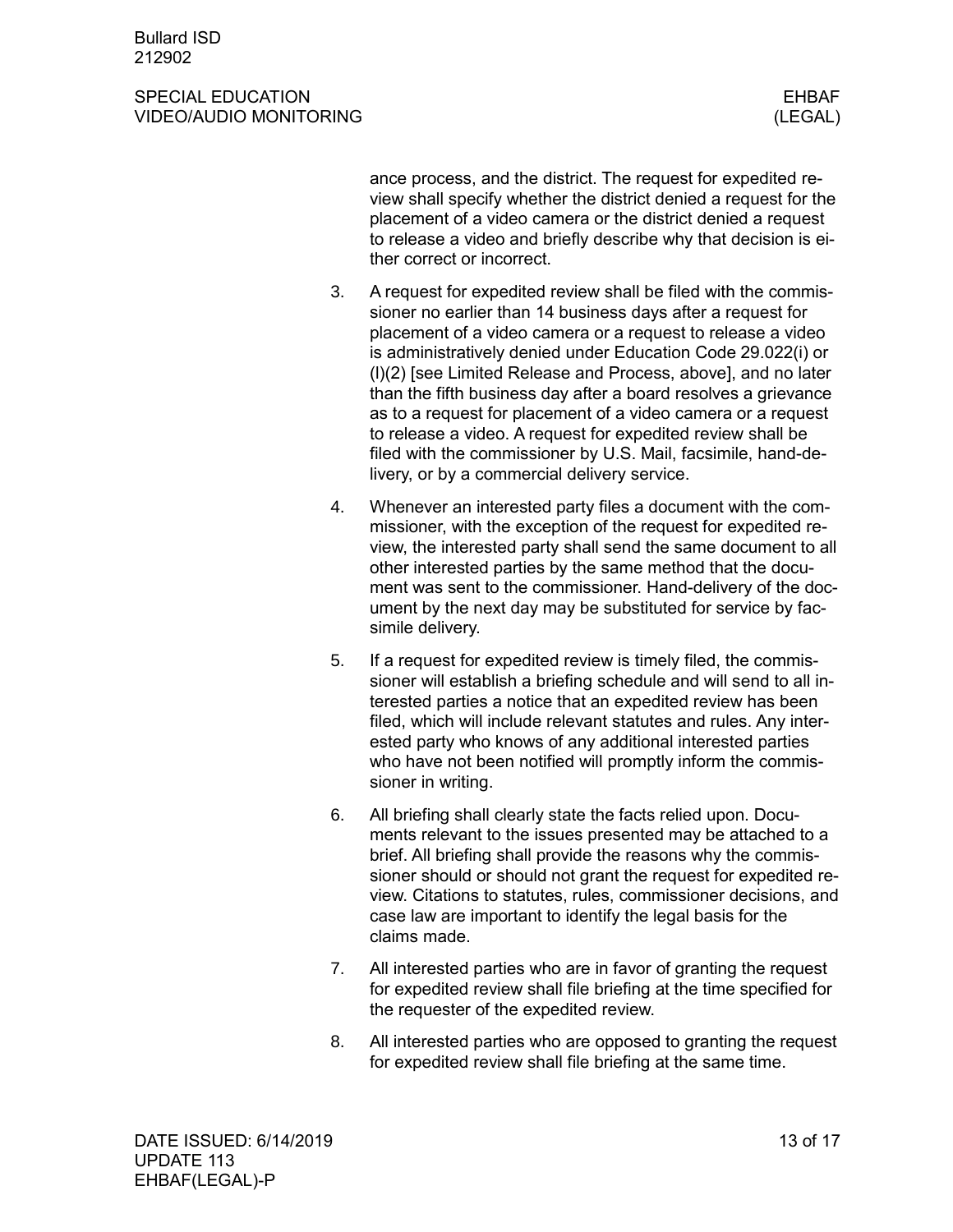ance process, and the district. The request for expedited review shall specify whether the district denied a request for the placement of a video camera or the district denied a request to release a video and briefly describe why that decision is either correct or incorrect.

3. A request for expedited review shall be filed with the commissioner no earlier than 14 business days after a request for placement of a video camera or a request to release a video is administratively denied under Education Code 29.022(i) or (l)(2) [see Limited Release and Process, above], and no later than the fifth business day after a board resolves a grievance as to a request for placement of a video camera or a request to release a video. A request for expedited review shall be filed with the commissioner by U.S. Mail, facsimile, hand-delivery, or by a commercial delivery service.

4. Whenever an interested party files a document with the commissioner, with the exception of the request for expedited review, the interested party shall send the same document to all other interested parties by the same method that the document was sent to the commissioner. Hand-delivery of the document by the next day may be substituted for service by facsimile delivery.

5. If a request for expedited review is timely filed, the commissioner will establish a briefing schedule and will send to all interested parties a notice that an expedited review has been filed, which will include relevant statutes and rules. Any interested party who knows of any additional interested parties who have not been notified will promptly inform the commissioner in writing.

6. All briefing shall clearly state the facts relied upon. Documents relevant to the issues presented may be attached to a brief. All briefing shall provide the reasons why the commissioner should or should not grant the request for expedited review. Citations to statutes, rules, commissioner decisions, and case law are important to identify the legal basis for the claims made.

7. All interested parties who are in favor of granting the request for expedited review shall file briefing at the time specified for the requester of the expedited review.

8. All interested parties who are opposed to granting the request for expedited review shall file briefing at the same time.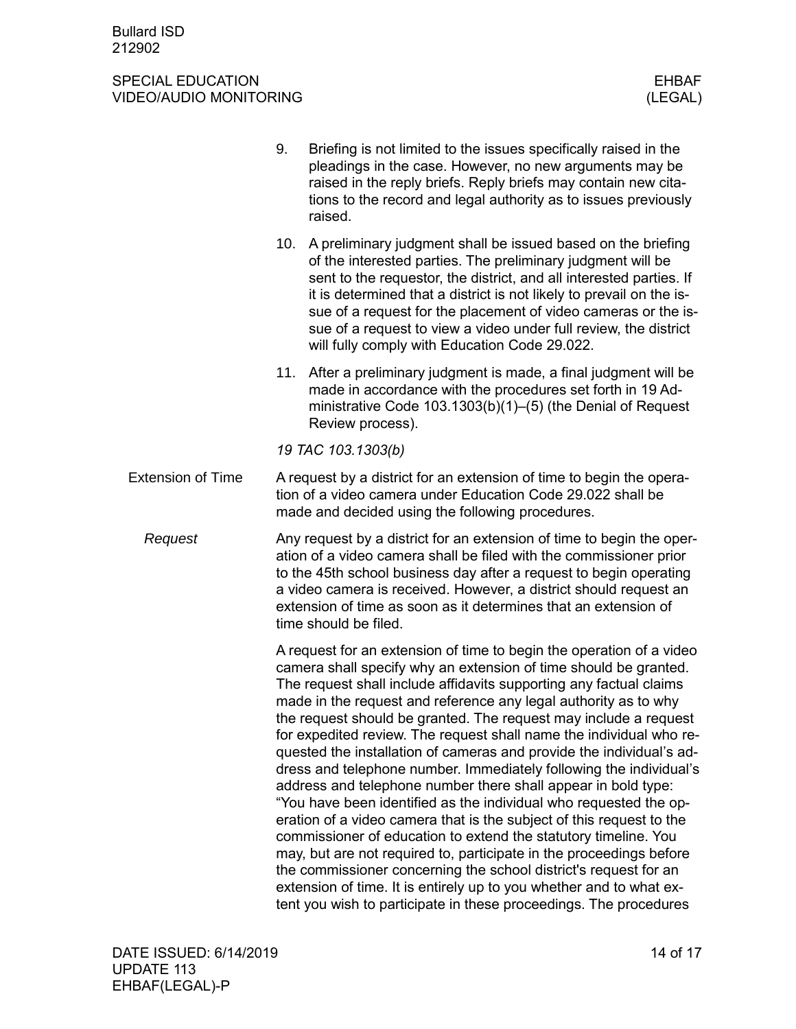9. Briefing is not limited to the issues specifically raised in the pleadings in the case. However, no new arguments may be raised in the reply briefs. Reply briefs may contain new citations to the record and legal authority as to issues previously raised.

10. A preliminary judgment shall be issued based on the briefing of the interested parties. The preliminary judgment will be sent to the requestor, the district, and all interested parties. If it is determined that a district is not likely to prevail on the issue of a request for the placement of video cameras or the issue of a request to view a video under full review, the district will fully comply with Education Code 29.022.

11. After a preliminary judgment is made, a final judgment will be made in accordance with the procedures set forth in 19 Administrative Code 103.1303(b)(1)–(5) (the Denial of Request Review process).

*19 TAC 103.1303(b)*

## Extension of Time

A request by a district for an extension of time to begin the operation of a video camera under Education Code 29.022 shall be made and decided using the following procedures.

### *Request*

Any request by a district for an extension of time to begin the operation of a video camera shall be filed with the commissioner prior to the 45th school business day after a request to begin operating a video camera is received. However, a district should request an extension of time as soon as it determines that an extension of time should be filed.

A request for an extension of time to begin the operation of a video camera shall specify why an extension of time should be granted. The request shall include affidavits supporting any factual claims made in the request and reference any legal authority as to why the request should be granted. The request may include a request for expedited review. The request shall name the individual who requested the installation of cameras and provide the individual's address and telephone number. Immediately following the individual's address and telephone number there shall appear in bold type: "You have been identified as the individual who requested the operation of a video camera that is the subject of this request to the commissioner of education to extend the statutory timeline. You may, but are not required to, participate in the proceedings before the commissioner concerning the school district's request for an extension of time. It is entirely up to you whether and to what extent you wish to participate in these proceedings. The procedures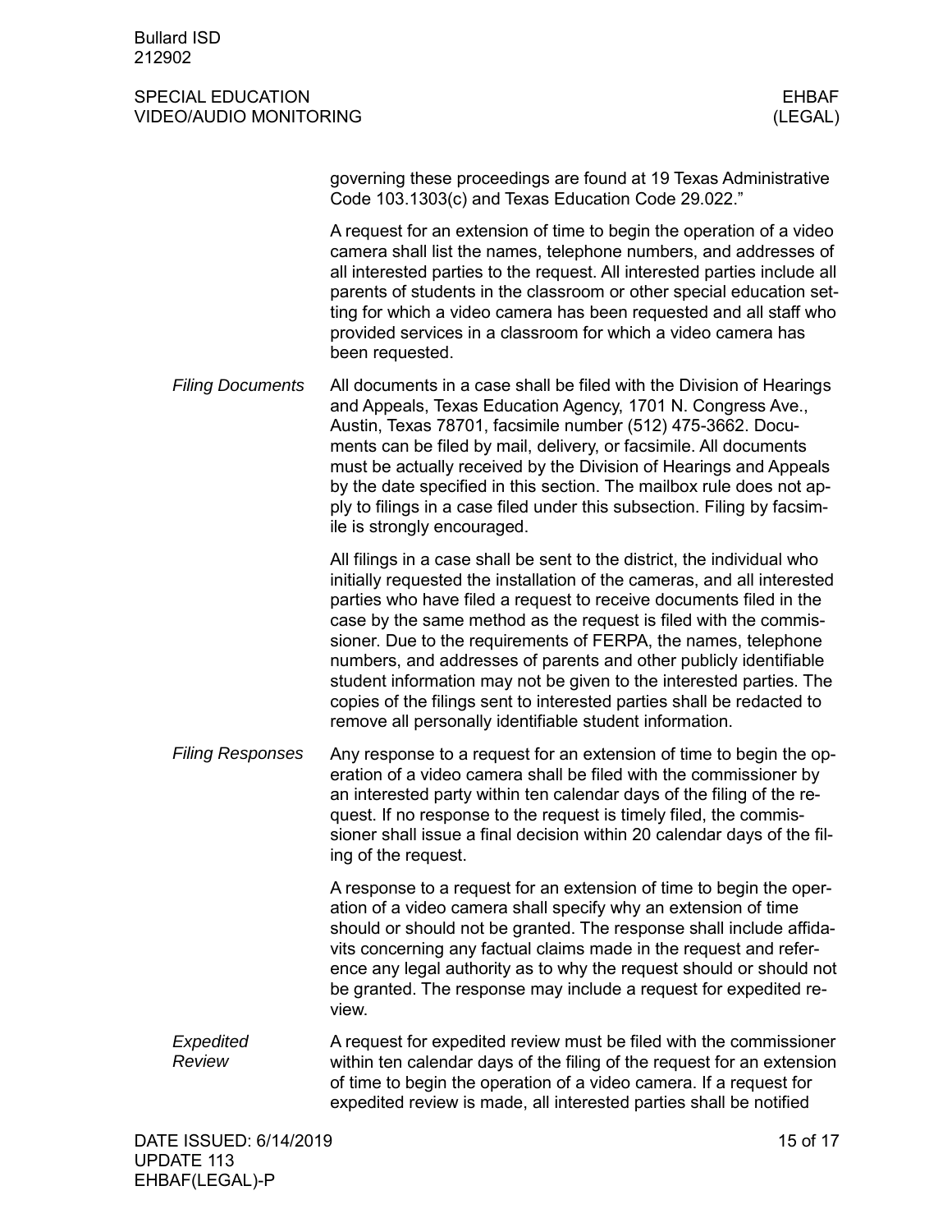governing these proceedings are found at 19 Texas Administrative Code 103.1303(c) and Texas Education Code 29.022."

A request for an extension of time to begin the operation of a video camera shall list the names, telephone numbers, and addresses of all interested parties to the request. All interested parties include all parents of students in the classroom or other special education setting for which a video camera has been requested and all staff who provided services in a classroom for which a video camera has been requested.

*Filing Documents*

All documents in a case shall be filed with the Division of Hearings and Appeals, Texas Education Agency, 1701 N. Congress Ave., Austin, Texas 78701, facsimile number (512) 475-3662. Documents can be filed by mail, delivery, or facsimile. All documents must be actually received by the Division of Hearings and Appeals by the date specified in this section. The mailbox rule does not apply to filings in a case filed under this subsection. Filing by facsimile is strongly encouraged.

All filings in a case shall be sent to the district, the individual who initially requested the installation of the cameras, and all interested parties who have filed a request to receive documents filed in the case by the same method as the request is filed with the commissioner. Due to the requirements of FERPA, the names, telephone numbers, and addresses of parents and other publicly identifiable student information may not be given to the interested parties. The copies of the filings sent to interested parties shall be redacted to remove all personally identifiable student information.

*Filing Responses*

Any response to a request for an extension of time to begin the operation of a video camera shall be filed with the commissioner by an interested party within ten calendar days of the filing of the request. If no response to the request is timely filed, the commissioner shall issue a final decision within 20 calendar days of the filing of the request.

A response to a request for an extension of time to begin the operation of a video camera shall specify why an extension of time should or should not be granted. The response shall include affidavits concerning any factual claims made in the request and reference any legal authority as to why the request should or should not be granted. The response may include a request for expedited review.

*Expedited Review*

A request for expedited review must be filed with the commissioner within ten calendar days of the filing of the request for an extension of time to begin the operation of a video camera. If a request for expedited review is made, all interested parties shall be notified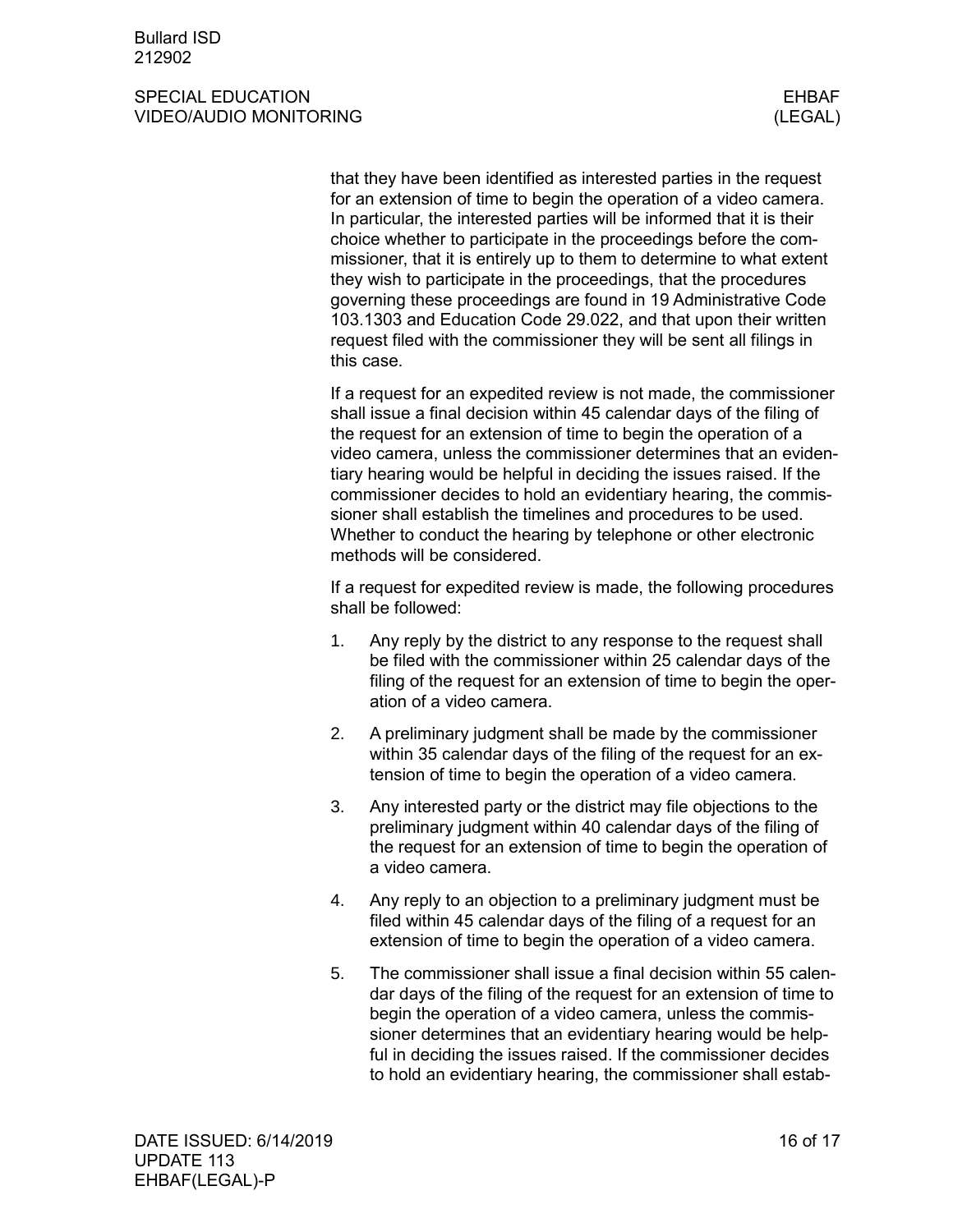that they have been identified as interested parties in the request for an extension of time to begin the operation of a video camera. In particular, the interested parties will be informed that it is their choice whether to participate in the proceedings before the commissioner, that it is entirely up to them to determine to what extent they wish to participate in the proceedings, that the procedures governing these proceedings are found in 19 Administrative Code 103.1303 and Education Code 29.022, and that upon their written request filed with the commissioner they will be sent all filings in this case.

If a request for an expedited review is not made, the commissioner shall issue a final decision within 45 calendar days of the filing of the request for an extension of time to begin the operation of a video camera, unless the commissioner determines that an evidentiary hearing would be helpful in deciding the issues raised. If the commissioner decides to hold an evidentiary hearing, the commissioner shall establish the timelines and procedures to be used. Whether to conduct the hearing by telephone or other electronic methods will be considered.

If a request for expedited review is made, the following procedures shall be followed:

1. Any reply by the district to any response to the request shall be filed with the commissioner within 25 calendar days of the filing of the request for an extension of time to begin the operation of a video camera.
2. A preliminary judgment shall be made by the commissioner within 35 calendar days of the filing of the request for an extension of time to begin the operation of a video camera.
3. Any interested party or the district may file objections to the preliminary judgment within 40 calendar days of the filing of the request for an extension of time to begin the operation of a video camera.
4. Any reply to an objection to a preliminary judgment must be filed within 45 calendar days of the filing of a request for an extension of time to begin the operation of a video camera.
5. The commissioner shall issue a final decision within 55 calendar days of the filing of the request for an extension of time to begin the operation of a video camera, unless the commissioner determines that an evidentiary hearing would be helpful in deciding the issues raised. If the commissioner decides to hold an evidentiary hearing, the commissioner shall estab-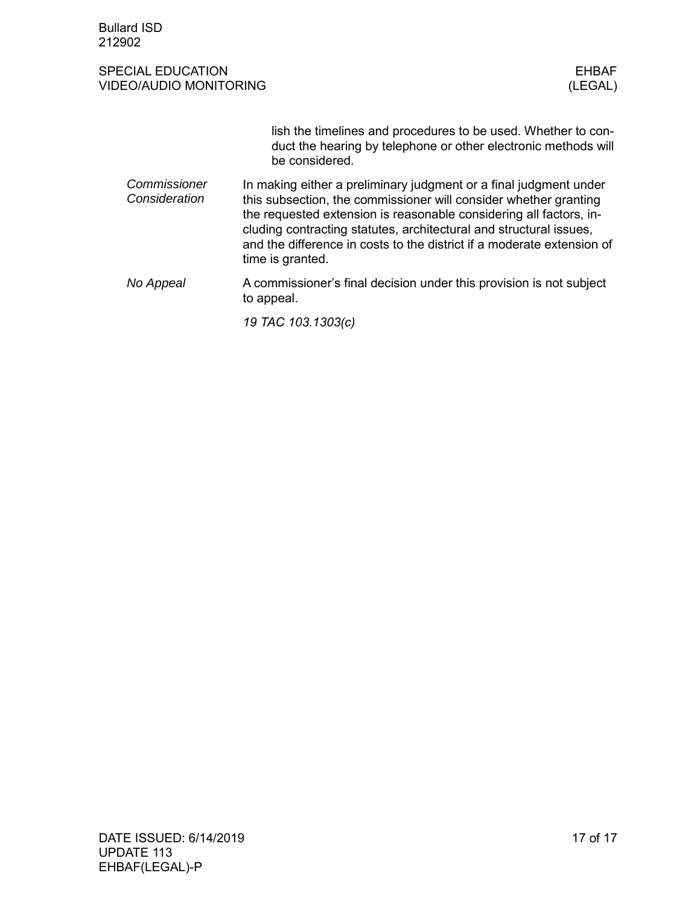lish the timelines and procedures to be used. Whether to conduct the hearing by telephone or other electronic methods will be considered.

*Commissioner Consideration*

In making either a preliminary judgment or a final judgment under this subsection, the commissioner will consider whether granting the requested extension is reasonable considering all factors, including contracting statutes, architectural and structural issues, and the difference in costs to the district if a moderate extension of time is granted.

*No Appeal*

A commissioner's final decision under this provision is not subject to appeal.

*19 TAC 103.1303(c)*